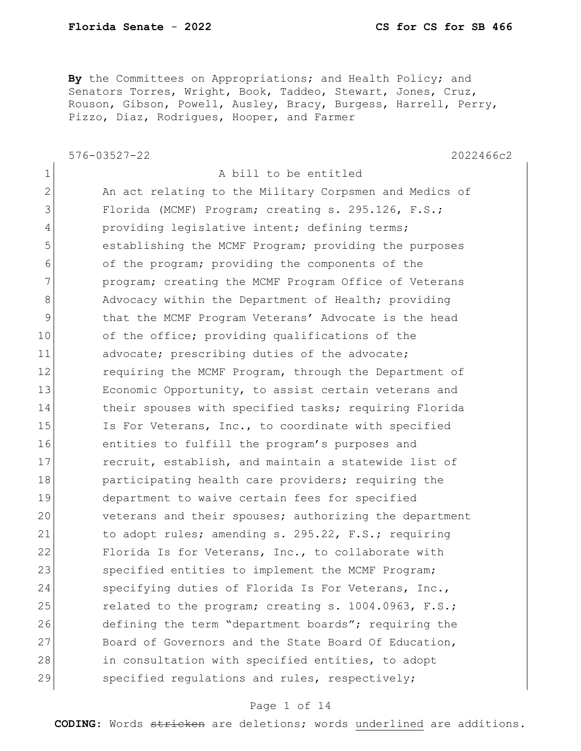**By** the Committees on Appropriations; and Health Policy; and Senators Torres, Wright, Book, Taddeo, Stewart, Jones, Cruz, Rouson, Gibson, Powell, Ausley, Bracy, Burgess, Harrell, Perry, Pizzo, Diaz, Rodrigues, Hooper, and Farmer

576-03527-22 2022466c2

1 A bill to be entitled
2 An act relating to the Military Corpsmen and Medics of
3 Florida (MCMF) Program; creating s. 295.126, F.S.;
4 providing legislative intent; defining terms;
5 establishing the MCMF Program; providing the purposes
6 of the program; providing the components of the
7 program; creating the MCMF Program Office of Veterans
8 Advocacy within the Department of Health; providing
9 that the MCMF Program Veterans' Advocate is the head
10 of the office; providing qualifications of the
11 advocate; prescribing duties of the advocate;
12 requiring the MCMF Program, through the Department of
13 Economic Opportunity, to assist certain veterans and
14 their spouses with specified tasks; requiring Florida
15 Is For Veterans, Inc., to coordinate with specified
16 entities to fulfill the program's purposes and
17 recruit, establish, and maintain a statewide list of
18 participating health care providers; requiring the
19 department to waive certain fees for specified
20 veterans and their spouses; authorizing the department
21 to adopt rules; amending s. 295.22, F.S.; requiring
22 Florida Is for Veterans, Inc., to collaborate with
23 specified entities to implement the MCMF Program;
24 specifying duties of Florida Is For Veterans, Inc.,
25 related to the program; creating s. 1004.0963, F.S.;
26 defining the term "department boards"; requiring the
27 Board of Governors and the State Board Of Education,
28 in consultation with specified entities, to adopt
29 specified regulations and rules, respectively;

**CODING:** Words ~~stricken~~ are deletions; words <u>underlined</u> are additions.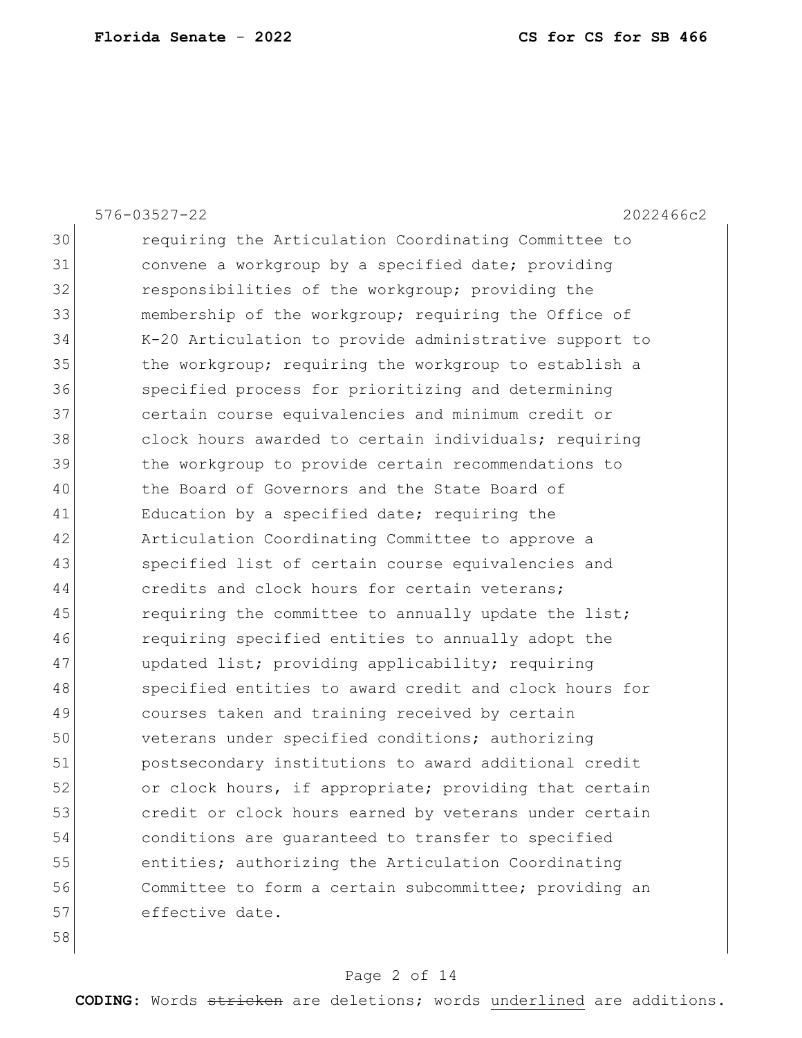576-03527-22 2022466c2

30 requiring the Articulation Coordinating Committee to
31 convene a workgroup by a specified date; providing
32 responsibilities of the workgroup; providing the
33 membership of the workgroup; requiring the Office of
34 K-20 Articulation to provide administrative support to
35 the workgroup; requiring the workgroup to establish a
36 specified process for prioritizing and determining
37 certain course equivalencies and minimum credit or
38 clock hours awarded to certain individuals; requiring
39 the workgroup to provide certain recommendations to
40 the Board of Governors and the State Board of
41 Education by a specified date; requiring the
42 Articulation Coordinating Committee to approve a
43 specified list of certain course equivalencies and
44 credits and clock hours for certain veterans;
45 requiring the committee to annually update the list;
46 requiring specified entities to annually adopt the
47 updated list; providing applicability; requiring
48 specified entities to award credit and clock hours for
49 courses taken and training received by certain
50 veterans under specified conditions; authorizing
51 postsecondary institutions to award additional credit
52 or clock hours, if appropriate; providing that certain
53 credit or clock hours earned by veterans under certain
54 conditions are guaranteed to transfer to specified
55 entities; authorizing the Articulation Coordinating
56 Committee to form a certain subcommittee; providing an
57 effective date.
58

**CODING:** Words ~~stricken~~ are deletions; words <u>underlined</u> are additions.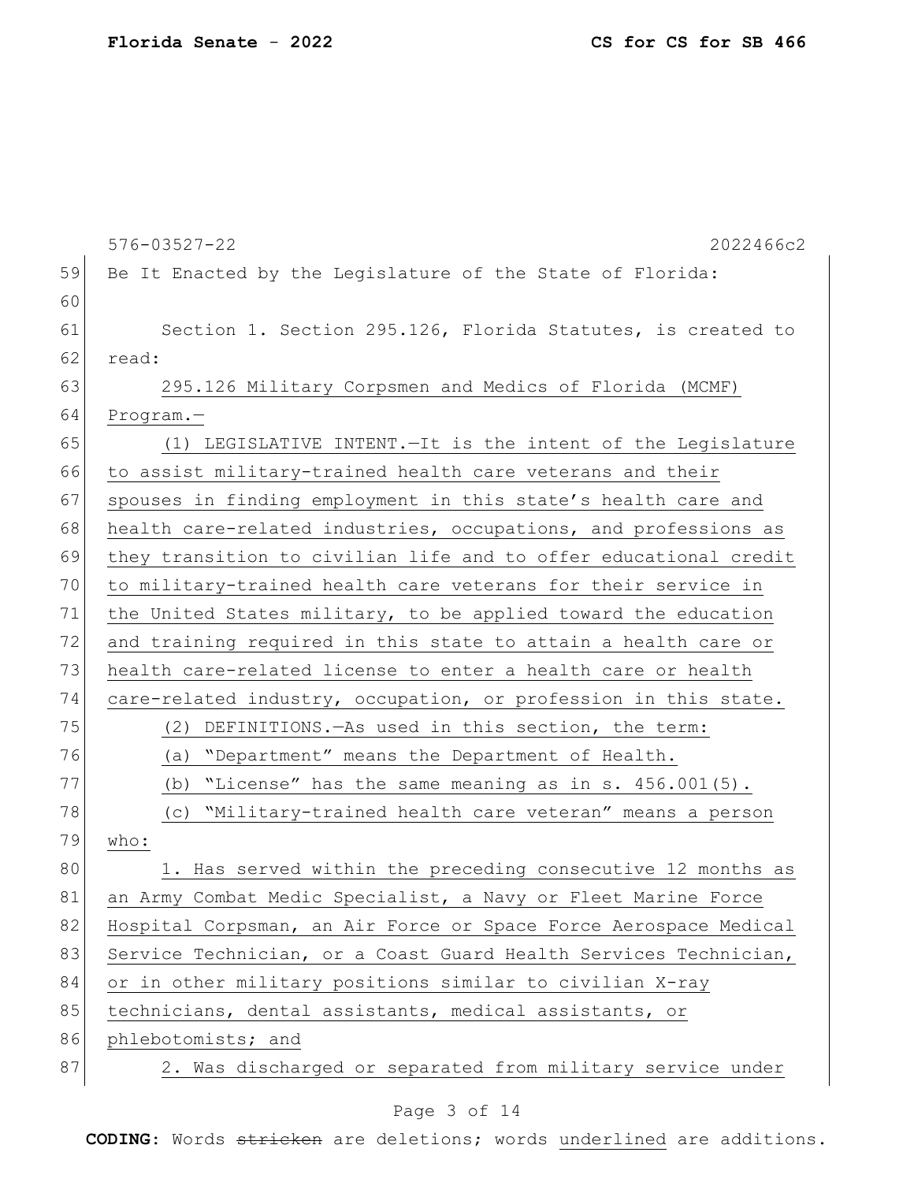Be It Enacted by the Legislature of the State of Florida:

Section 1. Section 295.126, Florida Statutes, is created to read:

295.126 Military Corpsmen and Medics of Florida (MCMF) Program.—

(1) LEGISLATIVE INTENT.—It is the intent of the Legislature to assist military-trained health care veterans and their spouses in finding employment in this state's health care and health care-related industries, occupations, and professions as they transition to civilian life and to offer educational credit to military-trained health care veterans for their service in the United States military, to be applied toward the education and training required in this state to attain a health care or health care-related license to enter a health care or health care-related industry, occupation, or profession in this state.

(2) DEFINITIONS.—As used in this section, the term:

(a) "Department" means the Department of Health.

(b) "License" has the same meaning as in s. 456.001(5).

(c) "Military-trained health care veteran" means a person who:

1. Has served within the preceding consecutive 12 months as an Army Combat Medic Specialist, a Navy or Fleet Marine Force Hospital Corpsman, an Air Force or Space Force Aerospace Medical Service Technician, or a Coast Guard Health Services Technician, or in other military positions similar to civilian X-ray technicians, dental assistants, medical assistants, or phlebotomists; and

2. Was discharged or separated from military service under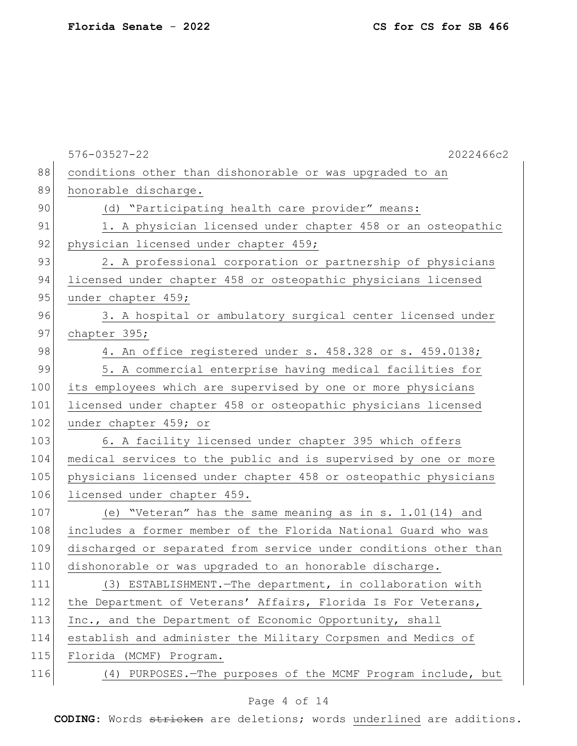conditions other than dishonorable or was upgraded to an honorable discharge.

(d) "Participating health care provider" means:

1. A physician licensed under chapter 458 or an osteopathic physician licensed under chapter 459;

2. A professional corporation or partnership of physicians licensed under chapter 458 or osteopathic physicians licensed under chapter 459;

3. A hospital or ambulatory surgical center licensed under chapter 395;

4. An office registered under s. 458.328 or s. 459.0138;

5. A commercial enterprise having medical facilities for its employees which are supervised by one or more physicians licensed under chapter 458 or osteopathic physicians licensed under chapter 459; or

6. A facility licensed under chapter 395 which offers medical services to the public and is supervised by one or more physicians licensed under chapter 458 or osteopathic physicians licensed under chapter 459.

(e) "Veteran" has the same meaning as in s. 1.01(14) and includes a former member of the Florida National Guard who was discharged or separated from service under conditions other than dishonorable or was upgraded to an honorable discharge.

(3) ESTABLISHMENT.—The department, in collaboration with the Department of Veterans' Affairs, Florida Is For Veterans, Inc., and the Department of Economic Opportunity, shall establish and administer the Military Corpsmen and Medics of Florida (MCMF) Program.

(4) PURPOSES.—The purposes of the MCMF Program include, but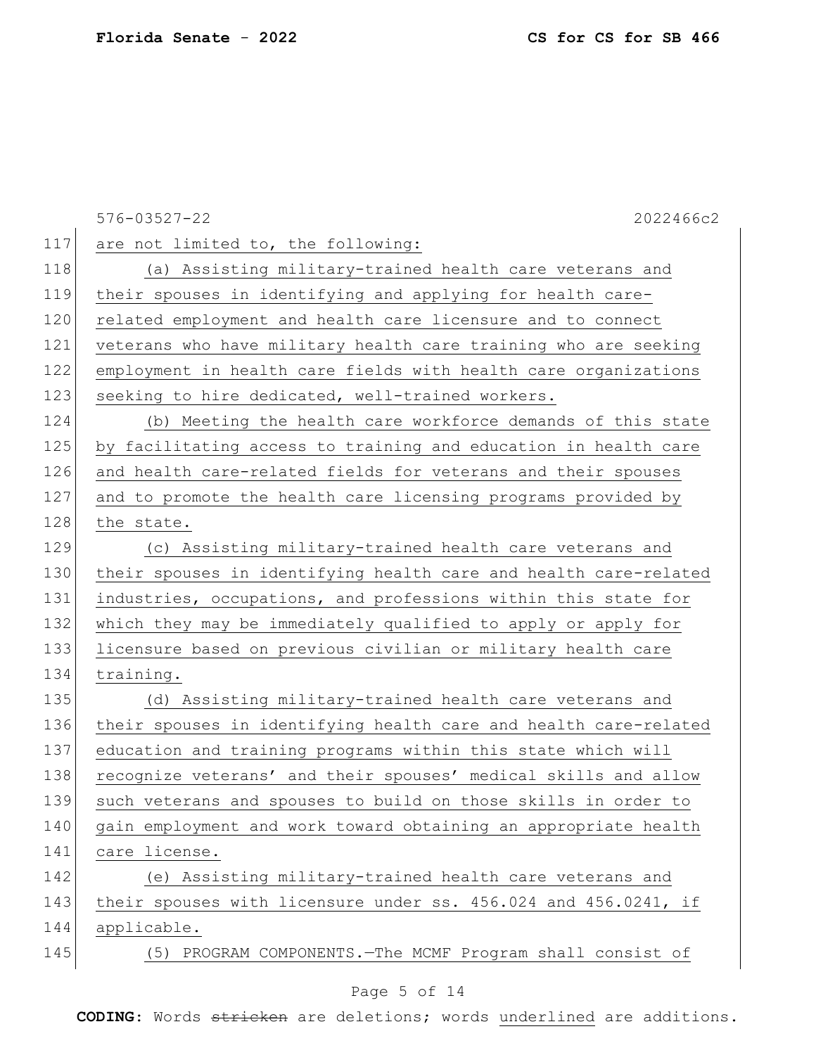576-03527-22 2022466c2

are not limited to, the following:

(a) Assisting military-trained health care veterans and their spouses in identifying and applying for health care-related employment and health care licensure and to connect veterans who have military health care training who are seeking employment in health care fields with health care organizations seeking to hire dedicated, well-trained workers.

(b) Meeting the health care workforce demands of this state by facilitating access to training and education in health care and health care-related fields for veterans and their spouses and to promote the health care licensing programs provided by the state.

(c) Assisting military-trained health care veterans and their spouses in identifying health care and health care-related industries, occupations, and professions within this state for which they may be immediately qualified to apply or apply for licensure based on previous civilian or military health care training.

(d) Assisting military-trained health care veterans and their spouses in identifying health care and health care-related education and training programs within this state which will recognize veterans' and their spouses' medical skills and allow such veterans and spouses to build on those skills in order to gain employment and work toward obtaining an appropriate health care license.

(e) Assisting military-trained health care veterans and their spouses with licensure under ss. 456.024 and 456.0241, if applicable.

(5) PROGRAM COMPONENTS.—The MCMF Program shall consist of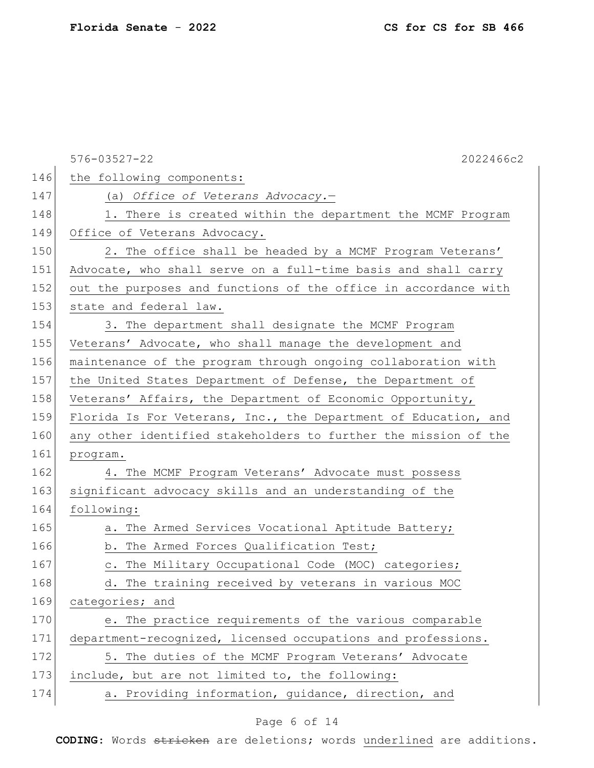the following components:

(a) *Office of Veterans Advocacy.*—

1. There is created within the department the MCMF Program Office of Veterans Advocacy.

2. The office shall be headed by a MCMF Program Veterans' Advocate, who shall serve on a full-time basis and shall carry out the purposes and functions of the office in accordance with state and federal law.

3. The department shall designate the MCMF Program Veterans' Advocate, who shall manage the development and maintenance of the program through ongoing collaboration with the United States Department of Defense, the Department of Veterans' Affairs, the Department of Economic Opportunity, Florida Is For Veterans, Inc., the Department of Education, and any other identified stakeholders to further the mission of the program.

4. The MCMF Program Veterans' Advocate must possess significant advocacy skills and an understanding of the following:

a. The Armed Services Vocational Aptitude Battery;

b. The Armed Forces Qualification Test;

c. The Military Occupational Code (MOC) categories;

d. The training received by veterans in various MOC categories; and

e. The practice requirements of the various comparable department-recognized, licensed occupations and professions.

5. The duties of the MCMF Program Veterans' Advocate include, but are not limited to, the following:

a. Providing information, guidance, direction, and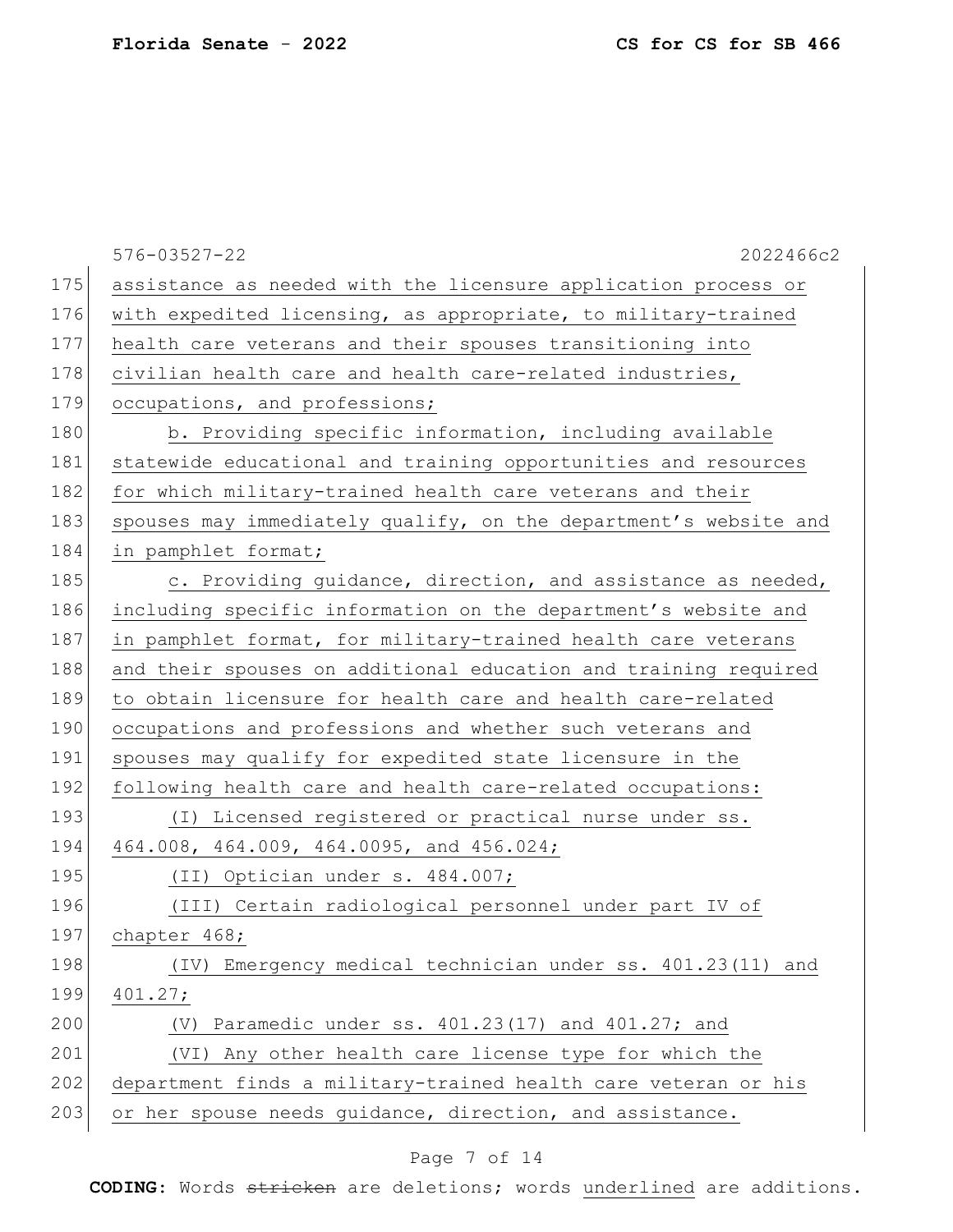576-03527-22 2022466c2

assistance as needed with the licensure application process or with expedited licensing, as appropriate, to military-trained health care veterans and their spouses transitioning into civilian health care and health care-related industries, occupations, and professions;

b. Providing specific information, including available statewide educational and training opportunities and resources for which military-trained health care veterans and their spouses may immediately qualify, on the department's website and in pamphlet format;

c. Providing guidance, direction, and assistance as needed, including specific information on the department's website and in pamphlet format, for military-trained health care veterans and their spouses on additional education and training required to obtain licensure for health care and health care-related occupations and professions and whether such veterans and spouses may qualify for expedited state licensure in the following health care and health care-related occupations:

(I) Licensed registered or practical nurse under ss. 464.008, 464.009, 464.0095, and 456.024;

(II) Optician under s. 484.007;

(III) Certain radiological personnel under part IV of chapter 468;

(IV) Emergency medical technician under ss. 401.23(11) and 401.27;

(V) Paramedic under ss. 401.23(17) and 401.27; and

(VI) Any other health care license type for which the department finds a military-trained health care veteran or his or her spouse needs guidance, direction, and assistance.

**CODING:** Words ~~stricken~~ are deletions; words underlined are additions.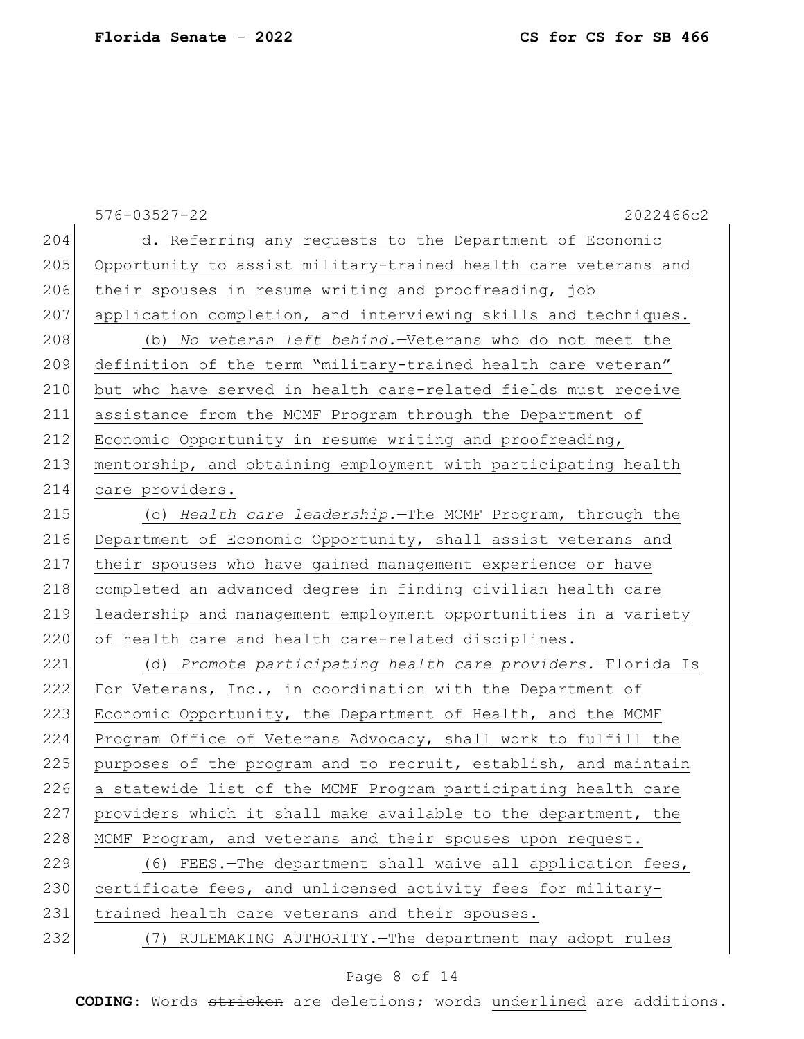d. Referring any requests to the Department of Economic Opportunity to assist military-trained health care veterans and their spouses in resume writing and proofreading, job application completion, and interviewing skills and techniques.

(b) *No veteran left behind.*—Veterans who do not meet the definition of the term "military-trained health care veteran" but who have served in health care-related fields must receive assistance from the MCMF Program through the Department of Economic Opportunity in resume writing and proofreading, mentorship, and obtaining employment with participating health care providers.

(c) *Health care leadership.*—The MCMF Program, through the Department of Economic Opportunity, shall assist veterans and their spouses who have gained management experience or have completed an advanced degree in finding civilian health care leadership and management employment opportunities in a variety of health care and health care-related disciplines.

(d) *Promote participating health care providers.*—Florida Is For Veterans, Inc., in coordination with the Department of Economic Opportunity, the Department of Health, and the MCMF Program Office of Veterans Advocacy, shall work to fulfill the purposes of the program and to recruit, establish, and maintain a statewide list of the MCMF Program participating health care providers which it shall make available to the department, the MCMF Program, and veterans and their spouses upon request.

(6) FEES.—The department shall waive all application fees, certificate fees, and unlicensed activity fees for military-trained health care veterans and their spouses.

(7) RULEMAKING AUTHORITY.—The department may adopt rules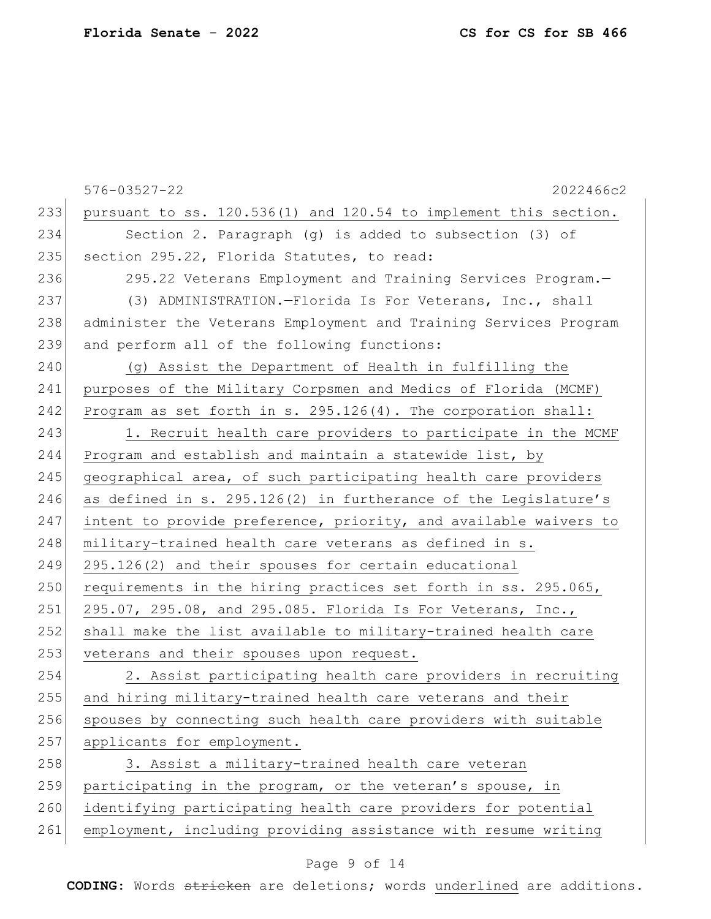pursuant to ss. 120.536(1) and 120.54 to implement this section.

Section 2. Paragraph (g) is added to subsection (3) of section 295.22, Florida Statutes, to read:

295.22 Veterans Employment and Training Services Program.—

(3) ADMINISTRATION.—Florida Is For Veterans, Inc., shall administer the Veterans Employment and Training Services Program and perform all of the following functions:

<u>(g) Assist the Department of Health in fulfilling the purposes of the Military Corpsmen and Medics of Florida (MCMF) Program as set forth in s. 295.126(4). The corporation shall:</u>

<u>1. Recruit health care providers to participate in the MCMF Program and establish and maintain a statewide list, by geographical area, of such participating health care providers as defined in s. 295.126(2) in furtherance of the Legislature's intent to provide preference, priority, and available waivers to military-trained health care veterans as defined in s. 295.126(2) and their spouses for certain educational requirements in the hiring practices set forth in ss. 295.065, 295.07, 295.08, and 295.085. Florida Is For Veterans, Inc., shall make the list available to military-trained health care veterans and their spouses upon request.</u>

<u>2. Assist participating health care providers in recruiting and hiring military-trained health care veterans and their spouses by connecting such health care providers with suitable applicants for employment.</u>

<u>3. Assist a military-trained health care veteran participating in the program, or the veteran's spouse, in identifying participating health care providers for potential employment, including providing assistance with resume writing</u>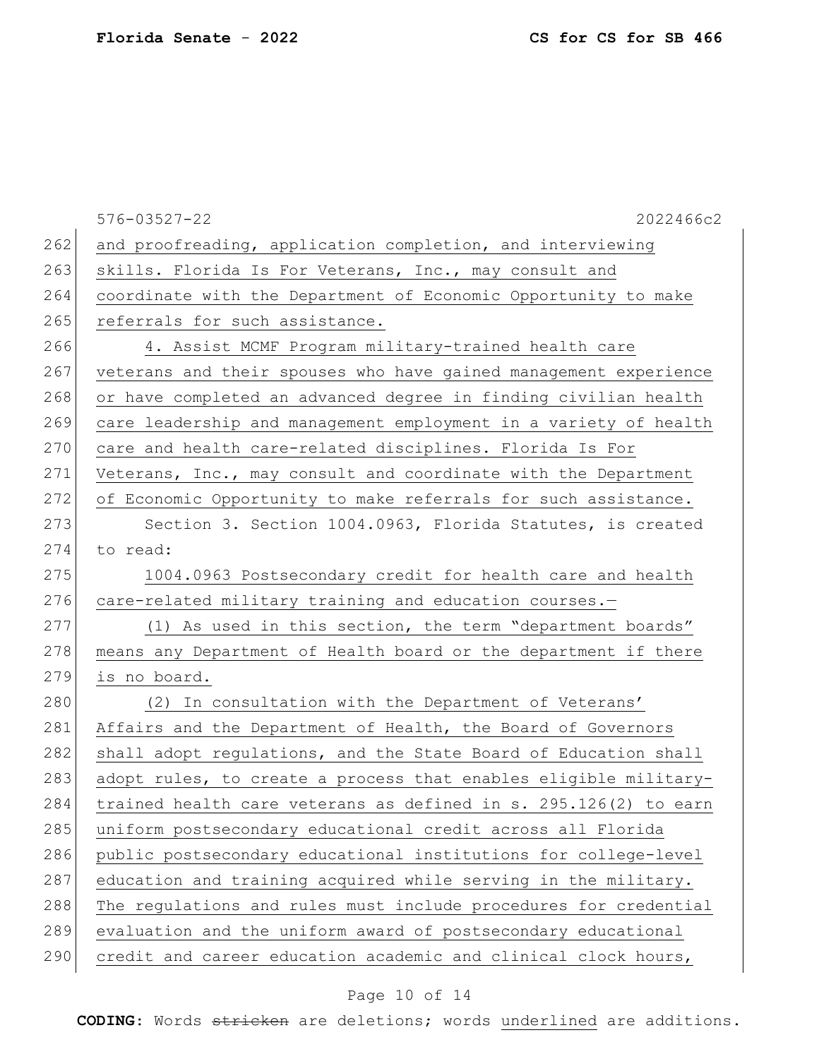576-03527-22 2022466c2

and proofreading, application completion, and interviewing skills. Florida Is For Veterans, Inc., may consult and coordinate with the Department of Economic Opportunity to make referrals for such assistance.

4. Assist MCMF Program military-trained health care veterans and their spouses who have gained management experience or have completed an advanced degree in finding civilian health care leadership and management employment in a variety of health care and health care-related disciplines. Florida Is For Veterans, Inc., may consult and coordinate with the Department of Economic Opportunity to make referrals for such assistance.

Section 3. Section 1004.0963, Florida Statutes, is created to read:

1004.0963 Postsecondary credit for health care and health care-related military training and education courses.—

(1) As used in this section, the term "department boards" means any Department of Health board or the department if there is no board.

(2) In consultation with the Department of Veterans' Affairs and the Department of Health, the Board of Governors shall adopt regulations, and the State Board of Education shall adopt rules, to create a process that enables eligible military-trained health care veterans as defined in s. 295.126(2) to earn uniform postsecondary educational credit across all Florida public postsecondary educational institutions for college-level education and training acquired while serving in the military. The regulations and rules must include procedures for credential evaluation and the uniform award of postsecondary educational credit and career education academic and clinical clock hours,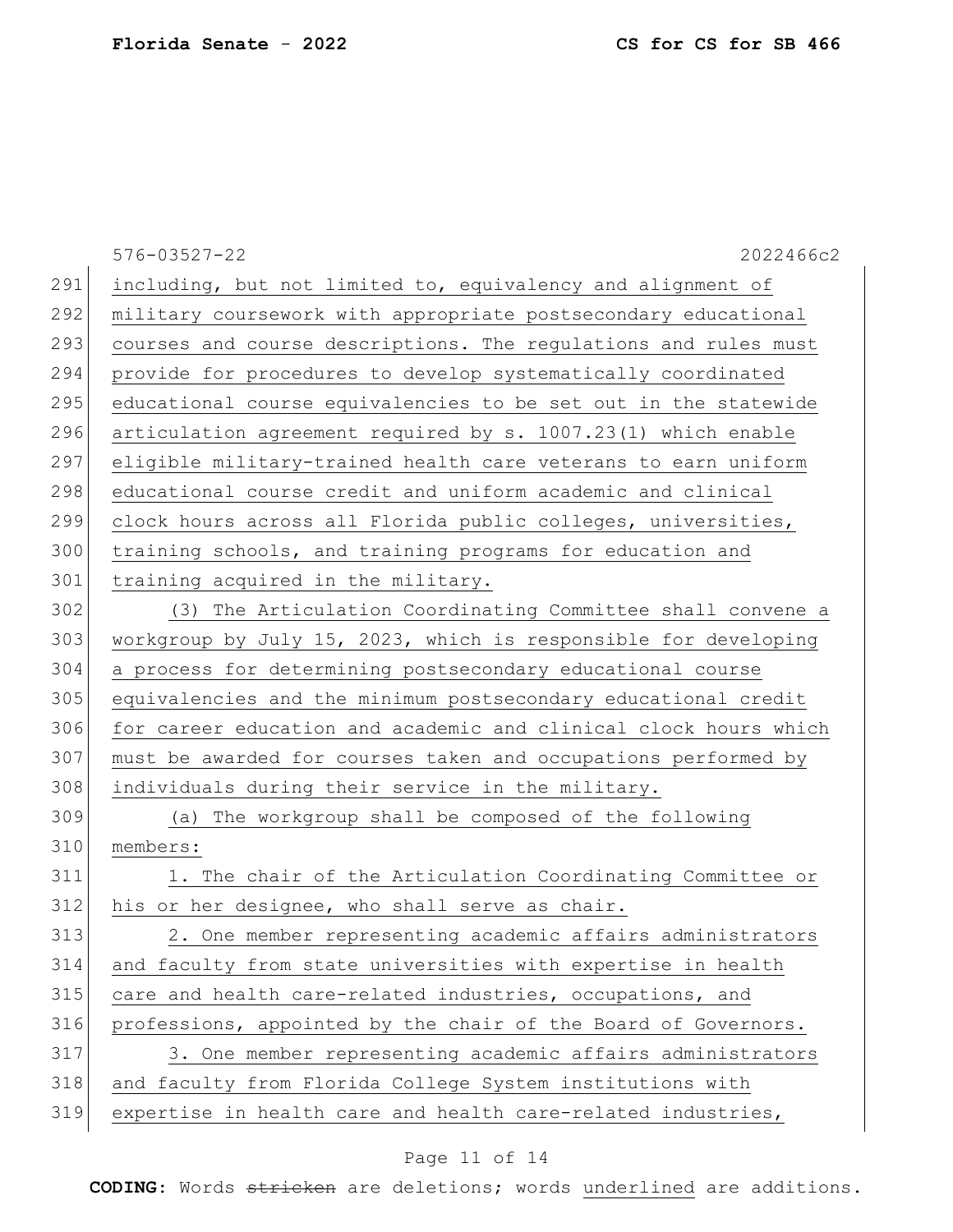including, but not limited to, equivalency and alignment of military coursework with appropriate postsecondary educational courses and course descriptions. The regulations and rules must provide for procedures to develop systematically coordinated educational course equivalencies to be set out in the statewide articulation agreement required by s. 1007.23(1) which enable eligible military-trained health care veterans to earn uniform educational course credit and uniform academic and clinical clock hours across all Florida public colleges, universities, training schools, and training programs for education and training acquired in the military.

(3) The Articulation Coordinating Committee shall convene a workgroup by July 15, 2023, which is responsible for developing a process for determining postsecondary educational course equivalencies and the minimum postsecondary educational credit for career education and academic and clinical clock hours which must be awarded for courses taken and occupations performed by individuals during their service in the military.

(a) The workgroup shall be composed of the following members:

1. The chair of the Articulation Coordinating Committee or his or her designee, who shall serve as chair.

2. One member representing academic affairs administrators and faculty from state universities with expertise in health care and health care-related industries, occupations, and professions, appointed by the chair of the Board of Governors.

3. One member representing academic affairs administrators and faculty from Florida College System institutions with expertise in health care and health care-related industries,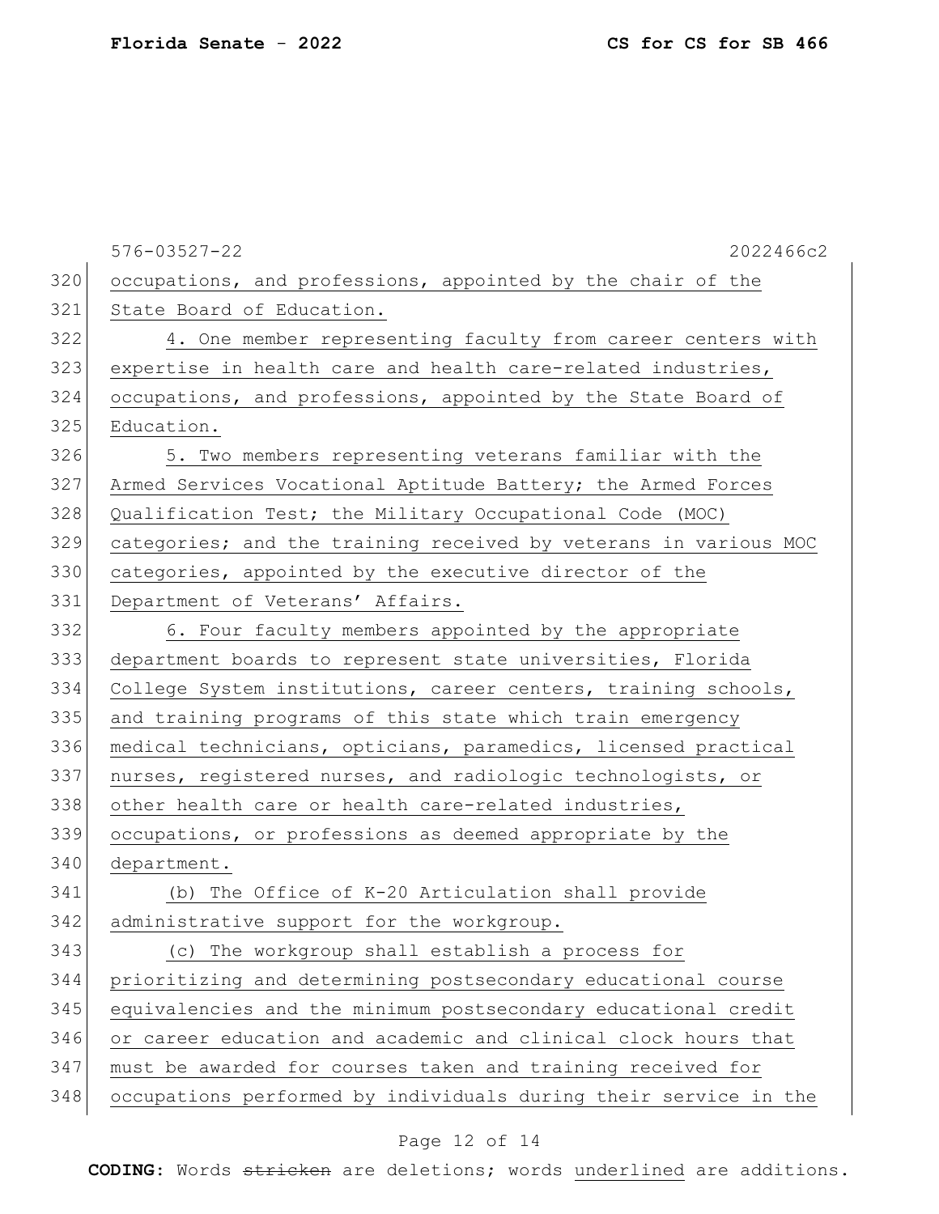occupations, and professions, appointed by the chair of the State Board of Education.

4. One member representing faculty from career centers with expertise in health care and health care-related industries, occupations, and professions, appointed by the State Board of Education.

5. Two members representing veterans familiar with the Armed Services Vocational Aptitude Battery; the Armed Forces Qualification Test; the Military Occupational Code (MOC) categories; and the training received by veterans in various MOC categories, appointed by the executive director of the Department of Veterans' Affairs.

6. Four faculty members appointed by the appropriate department boards to represent state universities, Florida College System institutions, career centers, training schools, and training programs of this state which train emergency medical technicians, opticians, paramedics, licensed practical nurses, registered nurses, and radiologic technologists, or other health care or health care-related industries, occupations, or professions as deemed appropriate by the department.

(b) The Office of K-20 Articulation shall provide administrative support for the workgroup.

(c) The workgroup shall establish a process for prioritizing and determining postsecondary educational course equivalencies and the minimum postsecondary educational credit or career education and academic and clinical clock hours that must be awarded for courses taken and training received for occupations performed by individuals during their service in the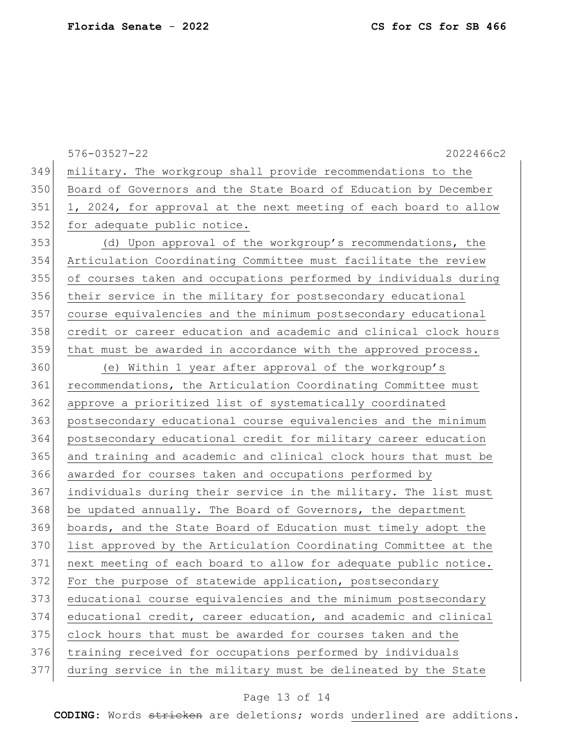military. The workgroup shall provide recommendations to the Board of Governors and the State Board of Education by December 1, 2024, for approval at the next meeting of each board to allow for adequate public notice.

(d) Upon approval of the workgroup's recommendations, the Articulation Coordinating Committee must facilitate the review of courses taken and occupations performed by individuals during their service in the military for postsecondary educational course equivalencies and the minimum postsecondary educational credit or career education and academic and clinical clock hours that must be awarded in accordance with the approved process.

(e) Within 1 year after approval of the workgroup's recommendations, the Articulation Coordinating Committee must approve a prioritized list of systematically coordinated postsecondary educational course equivalencies and the minimum postsecondary educational credit for military career education and training and academic and clinical clock hours that must be awarded for courses taken and occupations performed by individuals during their service in the military. The list must be updated annually. The Board of Governors, the department boards, and the State Board of Education must timely adopt the list approved by the Articulation Coordinating Committee at the next meeting of each board to allow for adequate public notice. For the purpose of statewide application, postsecondary educational course equivalencies and the minimum postsecondary educational credit, career education, and academic and clinical clock hours that must be awarded for courses taken and the training received for occupations performed by individuals during service in the military must be delineated by the State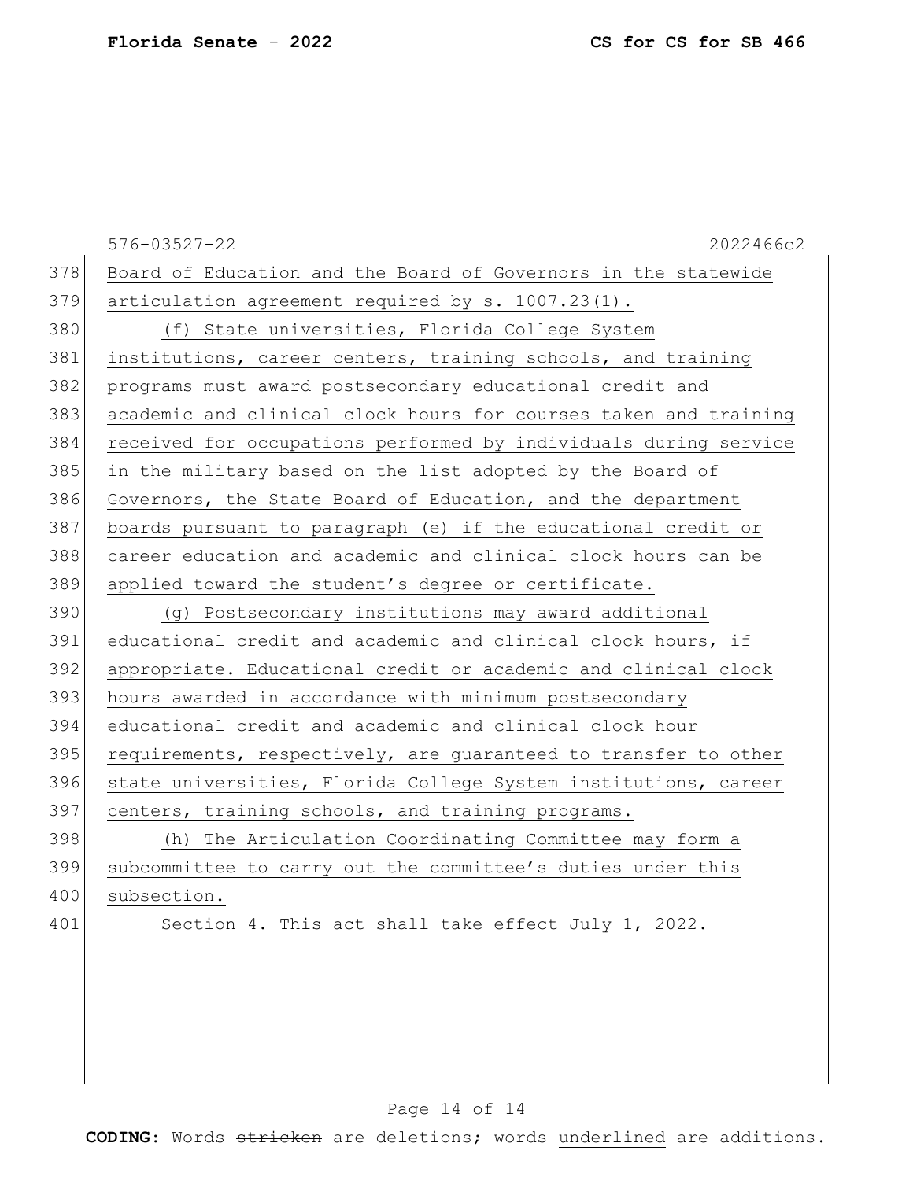Board of Education and the Board of Governors in the statewide articulation agreement required by s. 1007.23(1).

(f) State universities, Florida College System institutions, career centers, training schools, and training programs must award postsecondary educational credit and academic and clinical clock hours for courses taken and training received for occupations performed by individuals during service in the military based on the list adopted by the Board of Governors, the State Board of Education, and the department boards pursuant to paragraph (e) if the educational credit or career education and academic and clinical clock hours can be applied toward the student's degree or certificate.

(g) Postsecondary institutions may award additional educational credit and academic and clinical clock hours, if appropriate. Educational credit or academic and clinical clock hours awarded in accordance with minimum postsecondary educational credit and academic and clinical clock hour requirements, respectively, are guaranteed to transfer to other state universities, Florida College System institutions, career centers, training schools, and training programs.

(h) The Articulation Coordinating Committee may form a subcommittee to carry out the committee's duties under this subsection.

Section 4. This act shall take effect July 1, 2022.